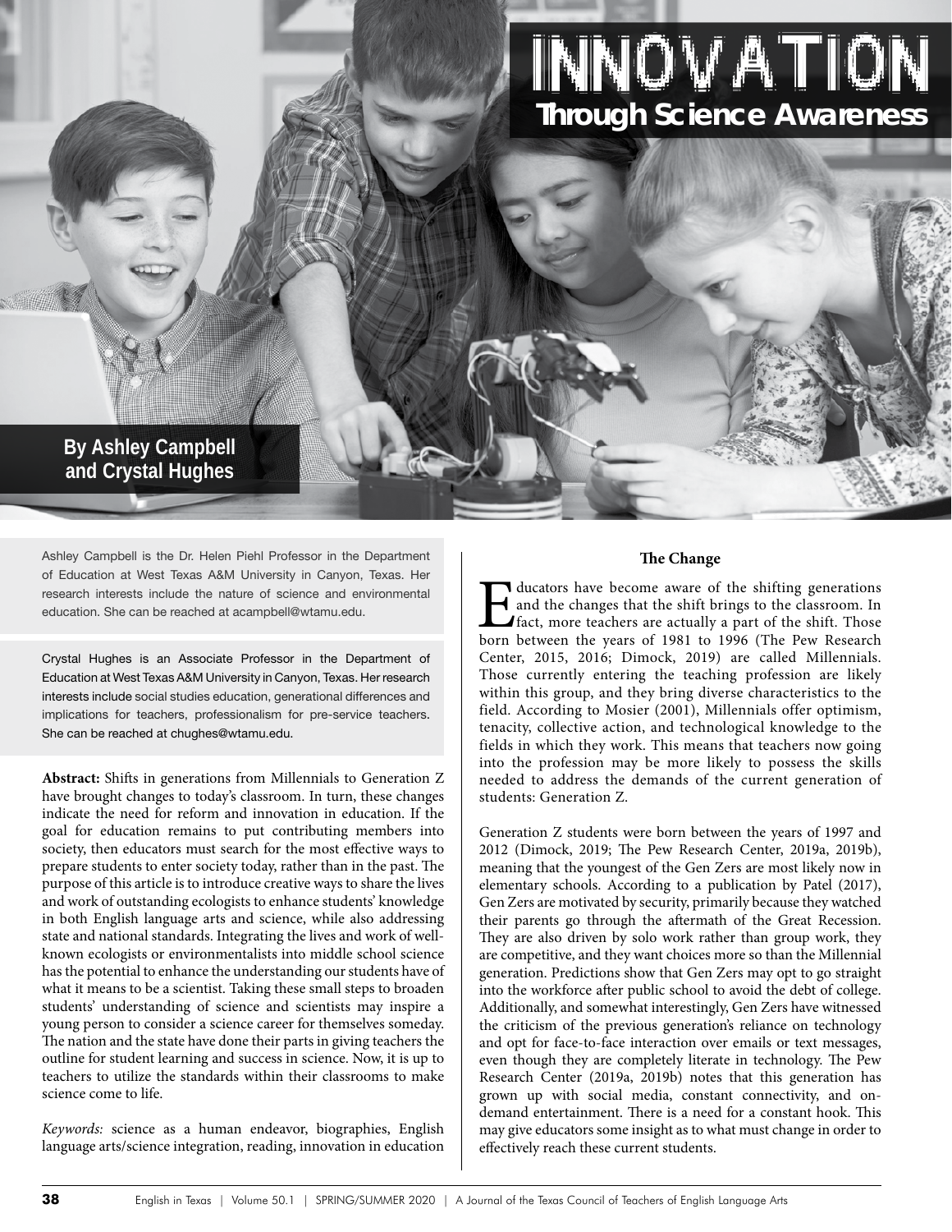# INNOVATION Through Science Awareness

**By Ashley Campbell and Crystal Hughes**

Ashley Campbell is the Dr. Helen Piehl Professor in the Department of Education at West Texas A&M University in Canyon, Texas. Her research interests include the nature of science and environmental education. She can be reached at acampbell@wtamu.edu.

Crystal Hughes is an Associate Professor in the Department of Education at West Texas A&M University in Canyon, Texas. Her research interests include social studies education, generational differences and implications for teachers, professionalism for pre-service teachers. She can be reached at chughes@wtamu.edu.

**Abstract:** Shifts in generations from Millennials to Generation Z have brought changes to today's classroom. In turn, these changes indicate the need for reform and innovation in education. If the goal for education remains to put contributing members into society, then educators must search for the most effective ways to prepare students to enter society today, rather than in the past. The purpose of this article is to introduce creative ways to share the lives and work of outstanding ecologists to enhance students' knowledge in both English language arts and science, while also addressing state and national standards. Integrating the lives and work of well-known ecologists or environmentalists into middle school science has the potential to enhance the understanding our students have of what it means to be a scientist. Taking these small steps to broaden students' understanding of science and scientists may inspire a young person to consider a science career for themselves someday. The nation and the state have done their parts in giving teachers the outline for student learning and success in science. Now, it is up to teachers to utilize the standards within their classrooms to make science come to life.

*Keywords:* science as a human endeavor, biographies, English language arts/science integration, reading, innovation in education

## The Change

Educators have become aware of the shifting generations and the changes that the shift brings to the classroom. In fact, more teachers are actually a part of the shift. Those born between the years of 1981 to 1996 (The Pew Research Center, 2015, 2016; Dimock, 2019) are called Millennials. Those currently entering the teaching profession are likely within this group, and they bring diverse characteristics to the field. According to Mosier (2001), Millennials offer optimism, tenacity, collective action, and technological knowledge to the fields in which they work. This means that teachers now going into the profession may be more likely to possess the skills needed to address the demands of the current generation of students: Generation Z.

Generation Z students were born between the years of 1997 and 2012 (Dimock, 2019; The Pew Research Center, 2019a, 2019b), meaning that the youngest of the Gen Zers are most likely now in elementary schools. According to a publication by Patel (2017), Gen Zers are motivated by security, primarily because they watched their parents go through the aftermath of the Great Recession. They are also driven by solo work rather than group work, they are competitive, and they want choices more so than the Millennial generation. Predictions show that Gen Zers may opt to go straight into the workforce after public school to avoid the debt of college. Additionally, and somewhat interestingly, Gen Zers have witnessed the criticism of the previous generation's reliance on technology and opt for face-to-face interaction over emails or text messages, even though they are completely literate in technology. The Pew Research Center (2019a, 2019b) notes that this generation has grown up with social media, constant connectivity, and on-demand entertainment. There is a need for a constant hook. This may give educators some insight as to what must change in order to effectively reach these current students.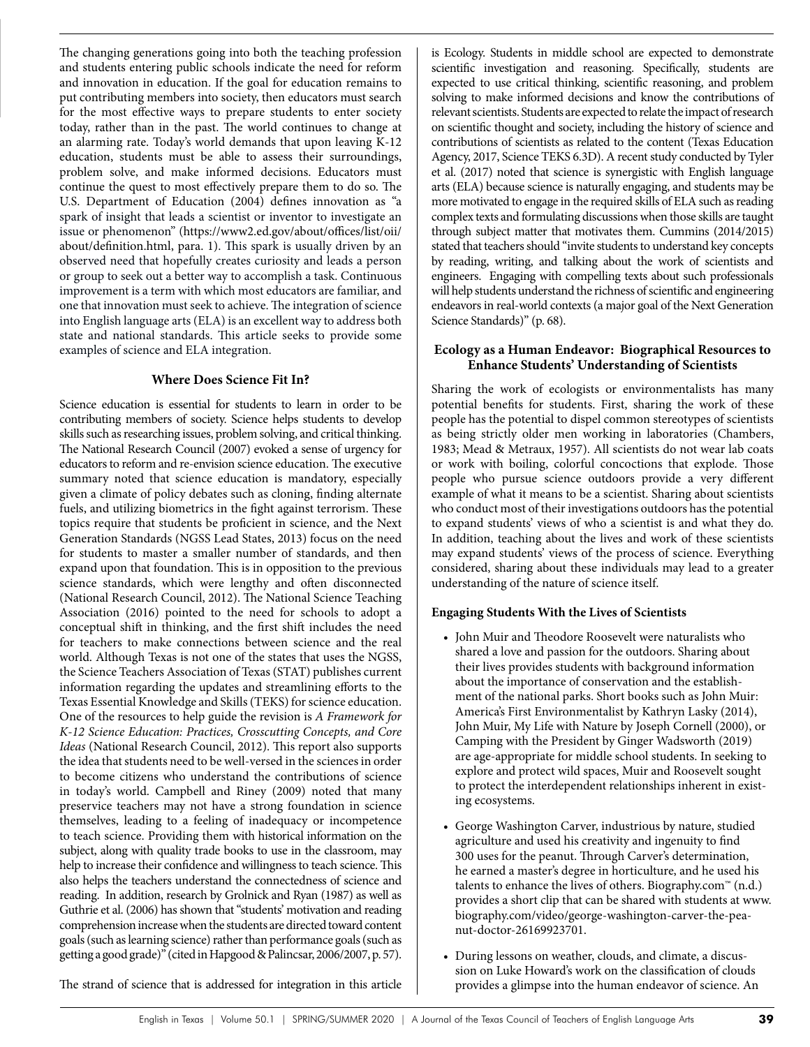The changing generations going into both the teaching profession and students entering public schools indicate the need for reform and innovation in education. If the goal for education remains to put contributing members into society, then educators must search for the most effective ways to prepare students to enter society today, rather than in the past. The world continues to change at an alarming rate. Today's world demands that upon leaving K-12 education, students must be able to assess their surroundings, problem solve, and make informed decisions. Educators must continue the quest to most effectively prepare them to do so. The U.S. Department of Education (2004) defines innovation as "a spark of insight that leads a scientist or inventor to investigate an issue or phenomenon" (https://www2.ed.gov/about/offices/list/oii/about/definition.html, para. 1). This spark is usually driven by an observed need that hopefully creates curiosity and leads a person or group to seek out a better way to accomplish a task. Continuous improvement is a term with which most educators are familiar, and one that innovation must seek to achieve. The integration of science into English language arts (ELA) is an excellent way to address both state and national standards. This article seeks to provide some examples of science and ELA integration.

## Where Does Science Fit In?

Science education is essential for students to learn in order to be contributing members of society. Science helps students to develop skills such as researching issues, problem solving, and critical thinking. The National Research Council (2007) evoked a sense of urgency for educators to reform and re-envision science education. The executive summary noted that science education is mandatory, especially given a climate of policy debates such as cloning, finding alternate fuels, and utilizing biometrics in the fight against terrorism. These topics require that students be proficient in science, and the Next Generation Standards (NGSS Lead States, 2013) focus on the need for students to master a smaller number of standards, and then expand upon that foundation. This is in opposition to the previous science standards, which were lengthy and often disconnected (National Research Council, 2012). The National Science Teaching Association (2016) pointed to the need for schools to adopt a conceptual shift in thinking, and the first shift includes the need for teachers to make connections between science and the real world. Although Texas is not one of the states that uses the NGSS, the Science Teachers Association of Texas (STAT) publishes current information regarding the updates and streamlining efforts to the Texas Essential Knowledge and Skills (TEKS) for science education. One of the resources to help guide the revision is *A Framework for K-12 Science Education: Practices, Crosscutting Concepts, and Core Ideas* (National Research Council, 2012). This report also supports the idea that students need to be well-versed in the sciences in order to become citizens who understand the contributions of science in today's world. Campbell and Riney (2009) noted that many preservice teachers may not have a strong foundation in science themselves, leading to a feeling of inadequacy or incompetence to teach science. Providing them with historical information on the subject, along with quality trade books to use in the classroom, may help to increase their confidence and willingness to teach science. This also helps the teachers understand the connectedness of science and reading. In addition, research by Grolnick and Ryan (1987) as well as Guthrie et al. (2006) has shown that "students' motivation and reading comprehension increase when the students are directed toward content goals (such as learning science) rather than performance goals (such as getting a good grade)" (cited in Hapgood & Palincsar, 2006/2007, p. 57).

The strand of science that is addressed for integration in this article is Ecology. Students in middle school are expected to demonstrate scientific investigation and reasoning. Specifically, students are expected to use critical thinking, scientific reasoning, and problem solving to make informed decisions and know the contributions of relevant scientists. Students are expected to relate the impact of research on scientific thought and society, including the history of science and contributions of scientists as related to the content (Texas Education Agency, 2017, Science TEKS 6.3D). A recent study conducted by Tyler et al. (2017) noted that science is synergistic with English language arts (ELA) because science is naturally engaging, and students may be more motivated to engage in the required skills of ELA such as reading complex texts and formulating discussions when those skills are taught through subject matter that motivates them. Cummins (2014/2015) stated that teachers should "invite students to understand key concepts by reading, writing, and talking about the work of scientists and engineers. Engaging with compelling texts about such professionals will help students understand the richness of scientific and engineering endeavors in real-world contexts (a major goal of the Next Generation Science Standards)" (p. 68).

## Ecology as a Human Endeavor: Biographical Resources to Enhance Students' Understanding of Scientists

Sharing the work of ecologists or environmentalists has many potential benefits for students. First, sharing the work of these people has the potential to dispel common stereotypes of scientists as being strictly older men working in laboratories (Chambers, 1983; Mead & Metraux, 1957). All scientists do not wear lab coats or work with boiling, colorful concoctions that explode. Those people who pursue science outdoors provide a very different example of what it means to be a scientist. Sharing about scientists who conduct most of their investigations outdoors has the potential to expand students' views of who a scientist is and what they do. In addition, teaching about the lives and work of these scientists may expand students' views of the process of science. Everything considered, sharing about these individuals may lead to a greater understanding of the nature of science itself.

### Engaging Students With the Lives of Scientists

- John Muir and Theodore Roosevelt were naturalists who shared a love and passion for the outdoors. Sharing about their lives provides students with background information about the importance of conservation and the establishment of the national parks. Short books such as John Muir: America's First Environmentalist by Kathryn Lasky (2014), John Muir, My Life with Nature by Joseph Cornell (2000), or Camping with the President by Ginger Wadsworth (2019) are age-appropriate for middle school students. In seeking to explore and protect wild spaces, Muir and Roosevelt sought to protect the interdependent relationships inherent in existing ecosystems.

- George Washington Carver, industrious by nature, studied agriculture and used his creativity and ingenuity to find 300 uses for the peanut. Through Carver's determination, he earned a master's degree in horticulture, and he used his talents to enhance the lives of others. Biography.com™ (n.d.) provides a short clip that can be shared with students at www.biography.com/video/george-washington-carver-the-peanut-doctor-26169923701.

- During lessons on weather, clouds, and climate, a discussion on Luke Howard's work on the classification of clouds provides a glimpse into the human endeavor of science. An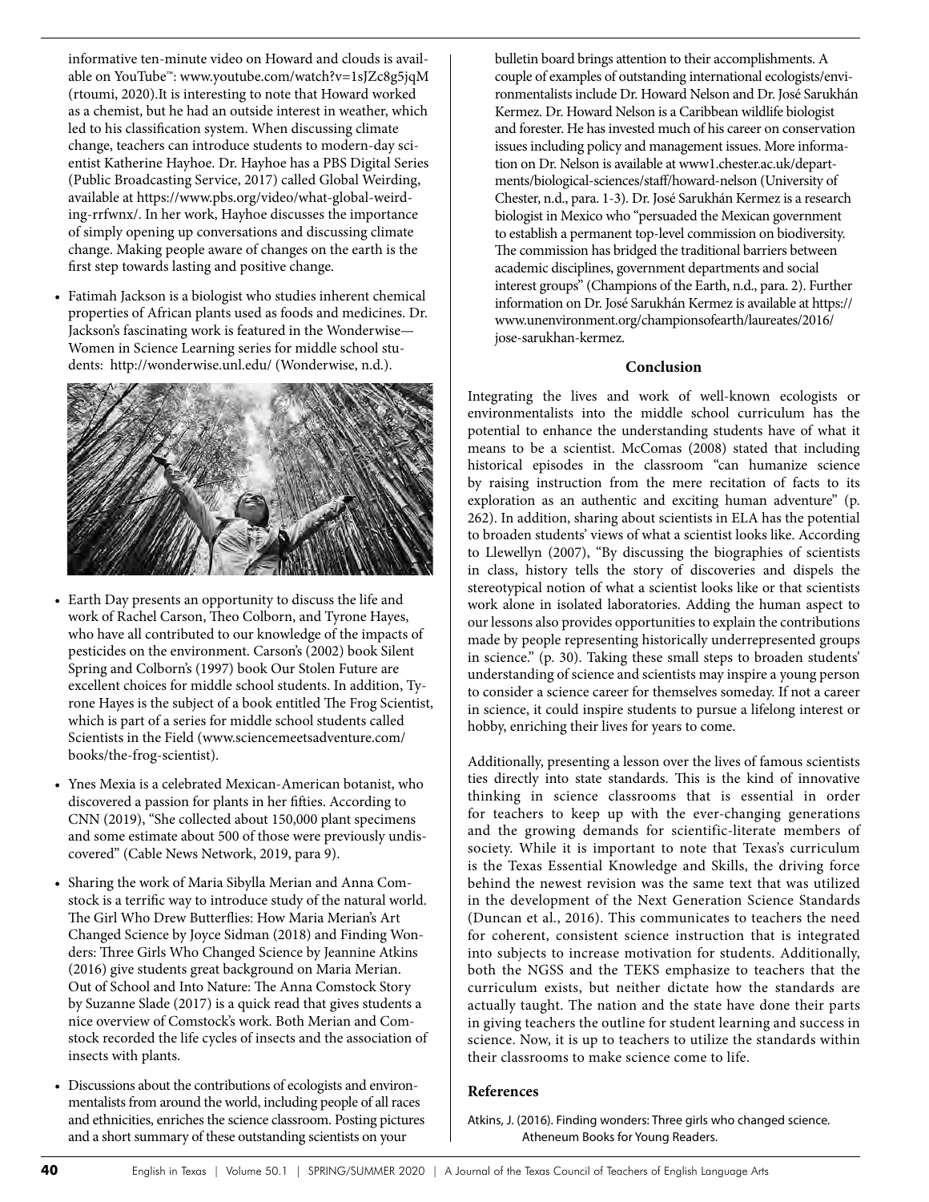informative ten-minute video on Howard and clouds is available on YouTube™: www.youtube.com/watch?v=1sJZc8g5jqM (rtoumi, 2020).It is interesting to note that Howard worked as a chemist, but he had an outside interest in weather, which led to his classification system. When discussing climate change, teachers can introduce students to modern-day scientist Katherine Hayhoe. Dr. Hayhoe has a PBS Digital Series (Public Broadcasting Service, 2017) called Global Weirding, available at https://www.pbs.org/video/what-global-weirding-rrfwnx/. In her work, Hayhoe discusses the importance of simply opening up conversations and discussing climate change. Making people aware of changes on the earth is the first step towards lasting and positive change.

- Fatimah Jackson is a biologist who studies inherent chemical properties of African plants used as foods and medicines. Dr. Jackson's fascinating work is featured in the Wonderwise—Women in Science Learning series for middle school students: http://wonderwise.unl.edu/ (Wonderwise, n.d.).

- Earth Day presents an opportunity to discuss the life and work of Rachel Carson, Theo Colborn, and Tyrone Hayes, who have all contributed to our knowledge of the impacts of pesticides on the environment. Carson's (2002) book Silent Spring and Colborn's (1997) book Our Stolen Future are excellent choices for middle school students. In addition, Tyrone Hayes is the subject of a book entitled The Frog Scientist, which is part of a series for middle school students called Scientists in the Field (www.sciencemeetsadventure.com/books/the-frog-scientist).

- Ynes Mexia is a celebrated Mexican-American botanist, who discovered a passion for plants in her fifties. According to CNN (2019), "She collected about 150,000 plant specimens and some estimate about 500 of those were previously undiscovered" (Cable News Network, 2019, para 9).

- Sharing the work of Maria Sibylla Merian and Anna Comstock is a terrific way to introduce study of the natural world. The Girl Who Drew Butterflies: How Maria Merian's Art Changed Science by Joyce Sidman (2018) and Finding Wonders: Three Girls Who Changed Science by Jeannine Atkins (2016) give students great background on Maria Merian. Out of School and Into Nature: The Anna Comstock Story by Suzanne Slade (2017) is a quick read that gives students a nice overview of Comstock's work. Both Merian and Comstock recorded the life cycles of insects and the association of insects with plants.

- Discussions about the contributions of ecologists and environmentalists from around the world, including people of all races and ethnicities, enriches the science classroom. Posting pictures and a short summary of these outstanding scientists on your bulletin board brings attention to their accomplishments. A couple of examples of outstanding international ecologists/environmentalists include Dr. Howard Nelson and Dr. José Sarukhán Kermez. Dr. Howard Nelson is a Caribbean wildlife biologist and forester. He has invested much of his career on conservation issues including policy and management issues. More information on Dr. Nelson is available at www1.chester.ac.uk/departments/biological-sciences/staff/howard-nelson (University of Chester, n.d., para. 1-3). Dr. José Sarukhán Kermez is a research biologist in Mexico who "persuaded the Mexican government to establish a permanent top-level commission on biodiversity. The commission has bridged the traditional barriers between academic disciplines, government departments and social interest groups" (Champions of the Earth, n.d., para. 2). Further information on Dr. José Sarukhán Kermez is available at https://www.unenvironment.org/championsofearth/laureates/2016/jose-sarukhan-kermez.

## Conclusion

Integrating the lives and work of well-known ecologists or environmentalists into the middle school curriculum has the potential to enhance the understanding students have of what it means to be a scientist. McComas (2008) stated that including historical episodes in the classroom "can humanize science by raising instruction from the mere recitation of facts to its exploration as an authentic and exciting human adventure" (p. 262). In addition, sharing about scientists in ELA has the potential to broaden students' views of what a scientist looks like. According to Llewellyn (2007), "By discussing the biographies of scientists in class, history tells the story of discoveries and dispels the stereotypical notion of what a scientist looks like or that scientists work alone in isolated laboratories. Adding the human aspect to our lessons also provides opportunities to explain the contributions made by people representing historically underrepresented groups in science." (p. 30). Taking these small steps to broaden students' understanding of science and scientists may inspire a young person to consider a science career for themselves someday. If not a career in science, it could inspire students to pursue a lifelong interest or hobby, enriching their lives for years to come.

Additionally, presenting a lesson over the lives of famous scientists ties directly into state standards. This is the kind of innovative thinking in science classrooms that is essential in order for teachers to keep up with the ever-changing generations and the growing demands for scientific-literate members of society. While it is important to note that Texas's curriculum is the Texas Essential Knowledge and Skills, the driving force behind the newest revision was the same text that was utilized in the development of the Next Generation Science Standards (Duncan et al., 2016). This communicates to teachers the need for coherent, consistent science instruction that is integrated into subjects to increase motivation for students. Additionally, both the NGSS and the TEKS emphasize to teachers that the curriculum exists, but neither dictate how the standards are actually taught. The nation and the state have done their parts in giving teachers the outline for student learning and success in science. Now, it is up to teachers to utilize the standards within their classrooms to make science come to life.

## References

Atkins, J. (2016). Finding wonders: Three girls who changed science. Atheneum Books for Young Readers.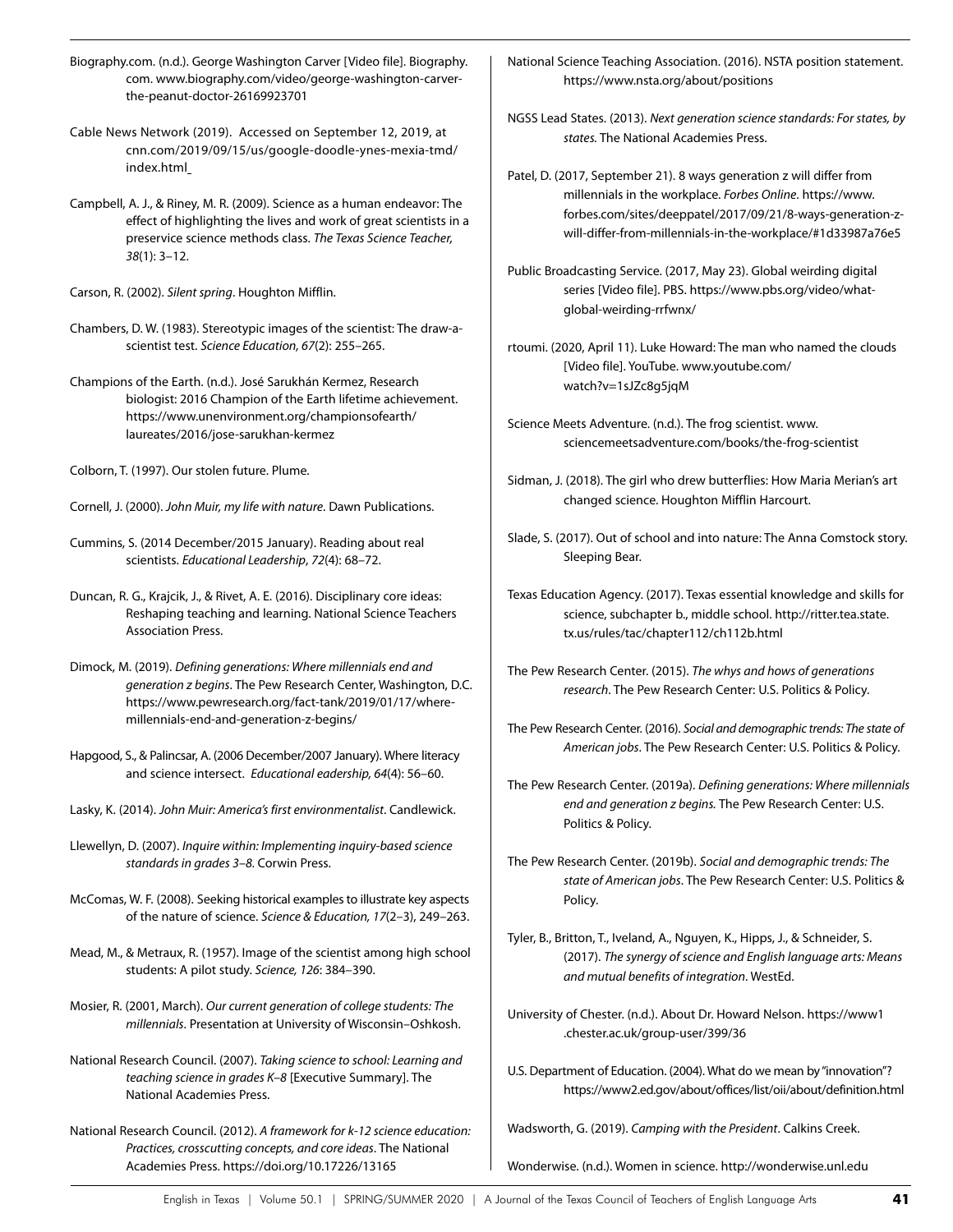Biography.com. (n.d.). George Washington Carver [Video file]. Biography. com. www.biography.com/video/george-washington-carver-the-peanut-doctor-26169923701

Cable News Network (2019). Accessed on September 12, 2019, at cnn.com/2019/09/15/us/google-doodle-ynes-mexia-tmd/index.html

Campbell, A. J., & Riney, M. R. (2009). Science as a human endeavor: The effect of highlighting the lives and work of great scientists in a preservice science methods class. *The Texas Science Teacher, 38*(1): 3–12.

Carson, R. (2002). *Silent spring*. Houghton Mifflin.

Chambers, D. W. (1983). Stereotypic images of the scientist: The draw-a-scientist test. *Science Education, 67*(2): 255–265.

Champions of the Earth. (n.d.). José Sarukhán Kermez, Research biologist: 2016 Champion of the Earth lifetime achievement. https://www.unenvironment.org/championsofearth/laureates/2016/jose-sarukhan-kermez

Colborn, T. (1997). Our stolen future. Plume.

Cornell, J. (2000). *John Muir, my life with nature*. Dawn Publications.

Cummins, S. (2014 December/2015 January). Reading about real scientists. *Educational Leadership*, *72*(4): 68–72.

Duncan, R. G., Krajcik, J., & Rivet, A. E. (2016). Disciplinary core ideas: Reshaping teaching and learning. National Science Teachers Association Press.

Dimock, M. (2019). *Defining generations: Where millennials end and generation z begins*. The Pew Research Center, Washington, D.C. https://www.pewresearch.org/fact-tank/2019/01/17/where-millennials-end-and-generation-z-begins/

Hapgood, S., & Palincsar, A. (2006 December/2007 January). Where literacy and science intersect. *Educational eadership, 64*(4): 56–60.

Lasky, K. (2014). *John Muir: America's first environmentalist*. Candlewick.

Llewellyn, D. (2007). *Inquire within: Implementing inquiry-based science standards in grades 3–8*. Corwin Press.

McComas, W. F. (2008). Seeking historical examples to illustrate key aspects of the nature of science. *Science & Education, 17*(2–3), 249–263.

Mead, M., & Metraux, R. (1957). Image of the scientist among high school students: A pilot study. *Science, 126*: 384–390.

Mosier, R. (2001, March). *Our current generation of college students: The millennials*. Presentation at University of Wisconsin–Oshkosh.

National Research Council. (2007). *Taking science to school: Learning and teaching science in grades K–8* [Executive Summary]. The National Academies Press.

National Research Council. (2012). *A framework for k-12 science education: Practices, crosscutting concepts, and core ideas*. The National Academies Press. https://doi.org/10.17226/13165

National Science Teaching Association. (2016). NSTA position statement. https://www.nsta.org/about/positions

NGSS Lead States. (2013). *Next generation science standards: For states, by states*. The National Academies Press.

Patel, D. (2017, September 21). 8 ways generation z will differ from millennials in the workplace. *Forbes Online*. https://www.forbes.com/sites/deeppatel/2017/09/21/8-ways-generation-z-will-differ-from-millennials-in-the-workplace/#1d33987a76e5

Public Broadcasting Service. (2017, May 23). Global weirding digital series [Video file]. PBS. https://www.pbs.org/video/what-global-weirding-rrfwnx/

rtoumi. (2020, April 11). Luke Howard: The man who named the clouds [Video file]. YouTube. www.youtube.com/watch?v=1sJZc8g5jqM

Science Meets Adventure. (n.d.). The frog scientist. www.sciencemeetsadventure.com/books/the-frog-scientist

Sidman, J. (2018). The girl who drew butterflies: How Maria Merian's art changed science. Houghton Mifflin Harcourt.

Slade, S. (2017). Out of school and into nature: The Anna Comstock story. Sleeping Bear.

Texas Education Agency. (2017). Texas essential knowledge and skills for science, subchapter b., middle school. http://ritter.tea.state.tx.us/rules/tac/chapter112/ch112b.html

The Pew Research Center. (2015). *The whys and hows of generations research*. The Pew Research Center: U.S. Politics & Policy.

The Pew Research Center. (2016). *Social and demographic trends: The state of American jobs*. The Pew Research Center: U.S. Politics & Policy.

The Pew Research Center. (2019a). *Defining generations: Where millennials end and generation z begins.* The Pew Research Center: U.S. Politics & Policy.

The Pew Research Center. (2019b). *Social and demographic trends: The state of American jobs*. The Pew Research Center: U.S. Politics & Policy.

Tyler, B., Britton, T., Iveland, A., Nguyen, K., Hipps, J., & Schneider, S. (2017). *The synergy of science and English language arts: Means and mutual benefits of integration*. WestEd.

University of Chester. (n.d.). About Dr. Howard Nelson. https://www1.chester.ac.uk/group-user/399/36

U.S. Department of Education. (2004). What do we mean by "innovation"? https://www2.ed.gov/about/offices/list/oii/about/definition.html

Wadsworth, G. (2019). *Camping with the President*. Calkins Creek.

Wonderwise. (n.d.). Women in science. http://wonderwise.unl.edu